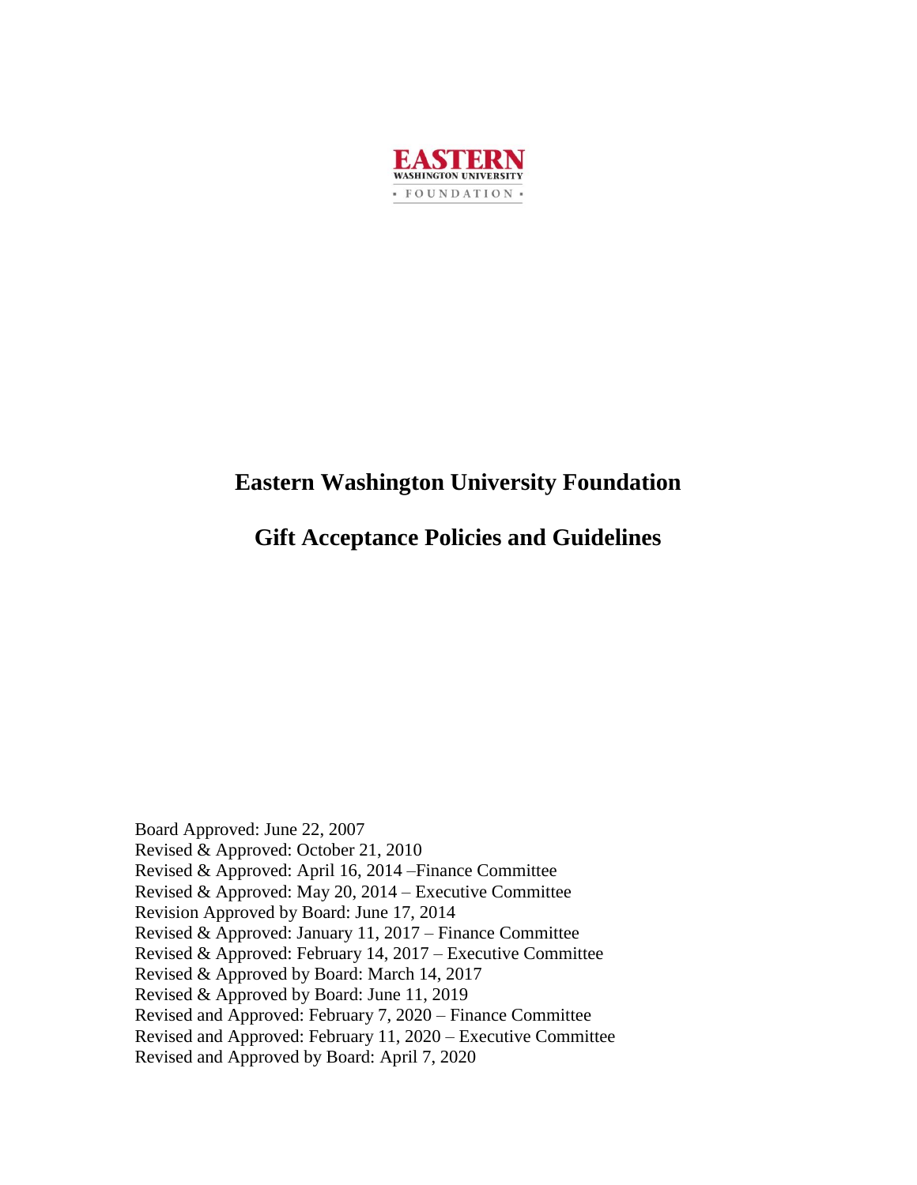EASTERN
WASHINGTON UNIVERSITY
▪ FOUNDATION ▪

# Eastern Washington University Foundation

# Gift Acceptance Policies and Guidelines

Board Approved: June 22, 2007
Revised & Approved: October 21, 2010
Revised & Approved: April 16, 2014 –Finance Committee
Revised & Approved: May 20, 2014 – Executive Committee
Revision Approved by Board: June 17, 2014
Revised & Approved: January 11, 2017 – Finance Committee
Revised & Approved: February 14, 2017 – Executive Committee
Revised & Approved by Board: March 14, 2017
Revised & Approved by Board: June 11, 2019
Revised and Approved: February 7, 2020 – Finance Committee
Revised and Approved: February 11, 2020 – Executive Committee
Revised and Approved by Board: April 7, 2020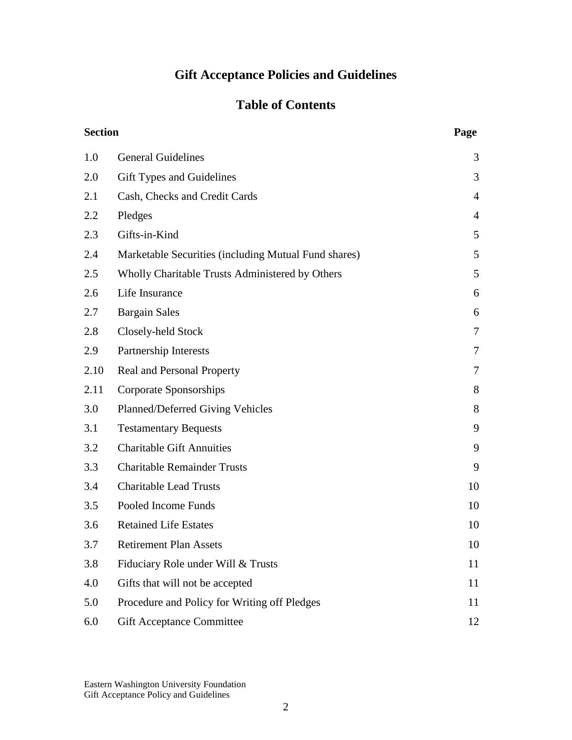# Gift Acceptance Policies and Guidelines

## Table of Contents

| Section | | Page |
|---|---|---|
| 1.0 | General Guidelines | 3 |
| 2.0 | Gift Types and Guidelines | 3 |
| 2.1 | Cash, Checks and Credit Cards | 4 |
| 2.2 | Pledges | 4 |
| 2.3 | Gifts-in-Kind | 5 |
| 2.4 | Marketable Securities (including Mutual Fund shares) | 5 |
| 2.5 | Wholly Charitable Trusts Administered by Others | 5 |
| 2.6 | Life Insurance | 6 |
| 2.7 | Bargain Sales | 6 |
| 2.8 | Closely-held Stock | 7 |
| 2.9 | Partnership Interests | 7 |
| 2.10 | Real and Personal Property | 7 |
| 2.11 | Corporate Sponsorships | 8 |
| 3.0 | Planned/Deferred Giving Vehicles | 8 |
| 3.1 | Testamentary Bequests | 9 |
| 3.2 | Charitable Gift Annuities | 9 |
| 3.3 | Charitable Remainder Trusts | 9 |
| 3.4 | Charitable Lead Trusts | 10 |
| 3.5 | Pooled Income Funds | 10 |
| 3.6 | Retained Life Estates | 10 |
| 3.7 | Retirement Plan Assets | 10 |
| 3.8 | Fiduciary Role under Will & Trusts | 11 |
| 4.0 | Gifts that will not be accepted | 11 |
| 5.0 | Procedure and Policy for Writing off Pledges | 11 |
| 6.0 | Gift Acceptance Committee | 12 |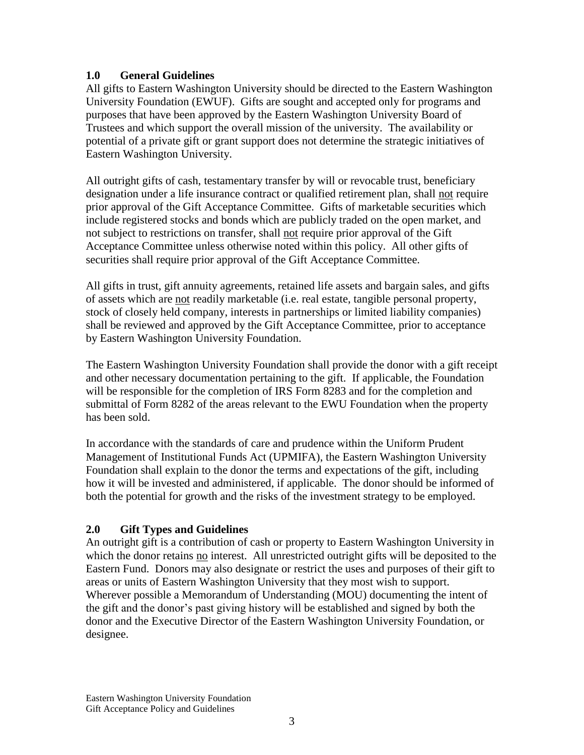## 1.0 General Guidelines

All gifts to Eastern Washington University should be directed to the Eastern Washington University Foundation (EWUF). Gifts are sought and accepted only for programs and purposes that have been approved by the Eastern Washington University Board of Trustees and which support the overall mission of the university. The availability or potential of a private gift or grant support does not determine the strategic initiatives of Eastern Washington University.

All outright gifts of cash, testamentary transfer by will or revocable trust, beneficiary designation under a life insurance contract or qualified retirement plan, shall <u>not</u> require prior approval of the Gift Acceptance Committee. Gifts of marketable securities which include registered stocks and bonds which are publicly traded on the open market, and not subject to restrictions on transfer, shall <u>not</u> require prior approval of the Gift Acceptance Committee unless otherwise noted within this policy. All other gifts of securities shall require prior approval of the Gift Acceptance Committee.

All gifts in trust, gift annuity agreements, retained life assets and bargain sales, and gifts of assets which are <u>not</u> readily marketable (i.e. real estate, tangible personal property, stock of closely held company, interests in partnerships or limited liability companies) shall be reviewed and approved by the Gift Acceptance Committee, prior to acceptance by Eastern Washington University Foundation.

The Eastern Washington University Foundation shall provide the donor with a gift receipt and other necessary documentation pertaining to the gift. If applicable, the Foundation will be responsible for the completion of IRS Form 8283 and for the completion and submittal of Form 8282 of the areas relevant to the EWU Foundation when the property has been sold.

In accordance with the standards of care and prudence within the Uniform Prudent Management of Institutional Funds Act (UPMIFA), the Eastern Washington University Foundation shall explain to the donor the terms and expectations of the gift, including how it will be invested and administered, if applicable. The donor should be informed of both the potential for growth and the risks of the investment strategy to be employed.

## 2.0 Gift Types and Guidelines

An outright gift is a contribution of cash or property to Eastern Washington University in which the donor retains <u>no</u> interest. All unrestricted outright gifts will be deposited to the Eastern Fund. Donors may also designate or restrict the uses and purposes of their gift to areas or units of Eastern Washington University that they most wish to support. Wherever possible a Memorandum of Understanding (MOU) documenting the intent of the gift and the donor's past giving history will be established and signed by both the donor and the Executive Director of the Eastern Washington University Foundation, or designee.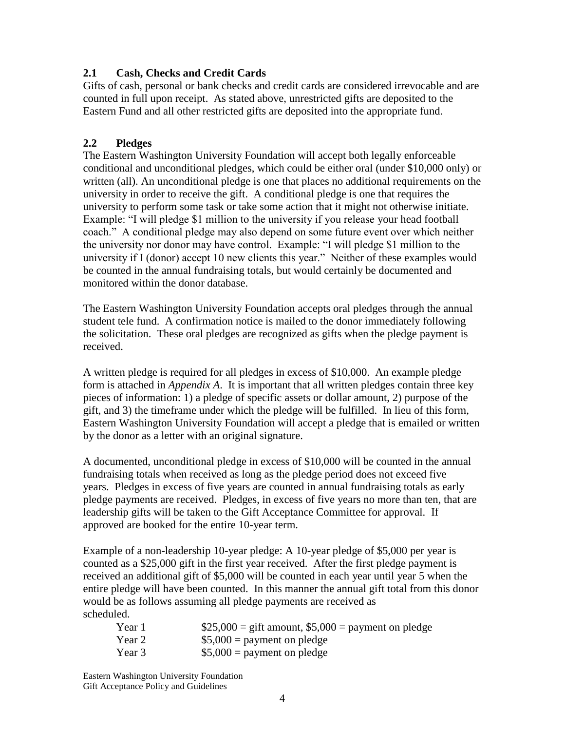### 2.1 Cash, Checks and Credit Cards

Gifts of cash, personal or bank checks and credit cards are considered irrevocable and are counted in full upon receipt. As stated above, unrestricted gifts are deposited to the Eastern Fund and all other restricted gifts are deposited into the appropriate fund.

### 2.2 Pledges

The Eastern Washington University Foundation will accept both legally enforceable conditional and unconditional pledges, which could be either oral (under $10,000 only) or written (all). An unconditional pledge is one that places no additional requirements on the university in order to receive the gift. A conditional pledge is one that requires the university to perform some task or take some action that it might not otherwise initiate. Example: "I will pledge $1 million to the university if you release your head football coach." A conditional pledge may also depend on some future event over which neither the university nor donor may have control. Example: "I will pledge $1 million to the university if I (donor) accept 10 new clients this year." Neither of these examples would be counted in the annual fundraising totals, but would certainly be documented and monitored within the donor database.

The Eastern Washington University Foundation accepts oral pledges through the annual student tele fund. A confirmation notice is mailed to the donor immediately following the solicitation. These oral pledges are recognized as gifts when the pledge payment is received.

A written pledge is required for all pledges in excess of $10,000. An example pledge form is attached in *Appendix A*. It is important that all written pledges contain three key pieces of information: 1) a pledge of specific assets or dollar amount, 2) purpose of the gift, and 3) the timeframe under which the pledge will be fulfilled. In lieu of this form, Eastern Washington University Foundation will accept a pledge that is emailed or written by the donor as a letter with an original signature.

A documented, unconditional pledge in excess of $10,000 will be counted in the annual fundraising totals when received as long as the pledge period does not exceed five years. Pledges in excess of five years are counted in annual fundraising totals as early pledge payments are received. Pledges, in excess of five years no more than ten, that are leadership gifts will be taken to the Gift Acceptance Committee for approval. If approved are booked for the entire 10-year term.

Example of a non-leadership 10-year pledge: A 10-year pledge of $5,000 per year is counted as a $25,000 gift in the first year received. After the first pledge payment is received an additional gift of $5,000 will be counted in each year until year 5 when the entire pledge will have been counted. In this manner the annual gift total from this donor would be as follows assuming all pledge payments are received as scheduled.

| | |
|---|---|
| Year 1 | $25,000 = gift amount, $5,000 = payment on pledge |
| Year 2 | $5,000 = payment on pledge |
| Year 3 | $5,000 = payment on pledge |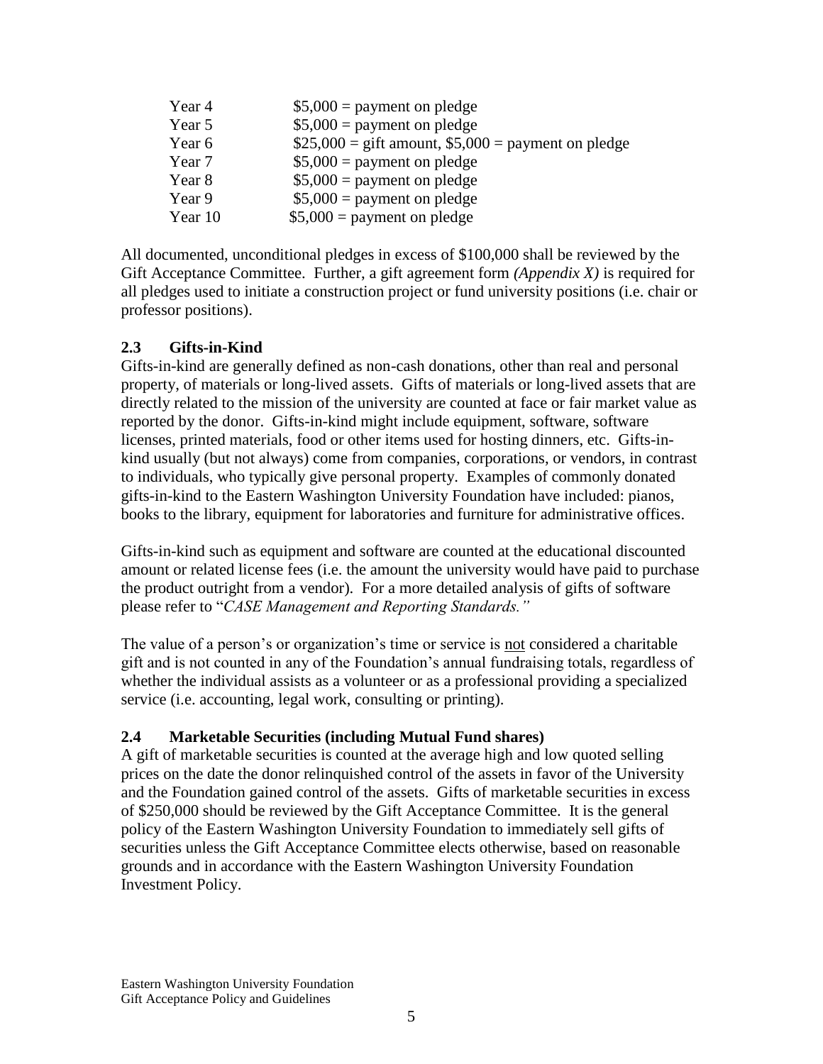| | |
|---|---|
| Year 4 | $5,000 = payment on pledge |
| Year 5 | $5,000 = payment on pledge |
| Year 6 | $25,000 = gift amount, $5,000 = payment on pledge |
| Year 7 | $5,000 = payment on pledge |
| Year 8 | $5,000 = payment on pledge |
| Year 9 | $5,000 = payment on pledge |
| Year 10 | $5,000 = payment on pledge |

All documented, unconditional pledges in excess of $100,000 shall be reviewed by the Gift Acceptance Committee. Further, a gift agreement form *(Appendix X)* is required for all pledges used to initiate a construction project or fund university positions (i.e. chair or professor positions).

### 2.3 Gifts-in-Kind

Gifts-in-kind are generally defined as non-cash donations, other than real and personal property, of materials or long-lived assets. Gifts of materials or long-lived assets that are directly related to the mission of the university are counted at face or fair market value as reported by the donor. Gifts-in-kind might include equipment, software, software licenses, printed materials, food or other items used for hosting dinners, etc. Gifts-in-kind usually (but not always) come from companies, corporations, or vendors, in contrast to individuals, who typically give personal property. Examples of commonly donated gifts-in-kind to the Eastern Washington University Foundation have included: pianos, books to the library, equipment for laboratories and furniture for administrative offices.

Gifts-in-kind such as equipment and software are counted at the educational discounted amount or related license fees (i.e. the amount the university would have paid to purchase the product outright from a vendor). For a more detailed analysis of gifts of software please refer to "*CASE Management and Reporting Standards.*"

The value of a person's or organization's time or service is <u>not</u> considered a charitable gift and is not counted in any of the Foundation's annual fundraising totals, regardless of whether the individual assists as a volunteer or as a professional providing a specialized service (i.e. accounting, legal work, consulting or printing).

### 2.4 Marketable Securities (including Mutual Fund shares)

A gift of marketable securities is counted at the average high and low quoted selling prices on the date the donor relinquished control of the assets in favor of the University and the Foundation gained control of the assets. Gifts of marketable securities in excess of $250,000 should be reviewed by the Gift Acceptance Committee. It is the general policy of the Eastern Washington University Foundation to immediately sell gifts of securities unless the Gift Acceptance Committee elects otherwise, based on reasonable grounds and in accordance with the Eastern Washington University Foundation Investment Policy.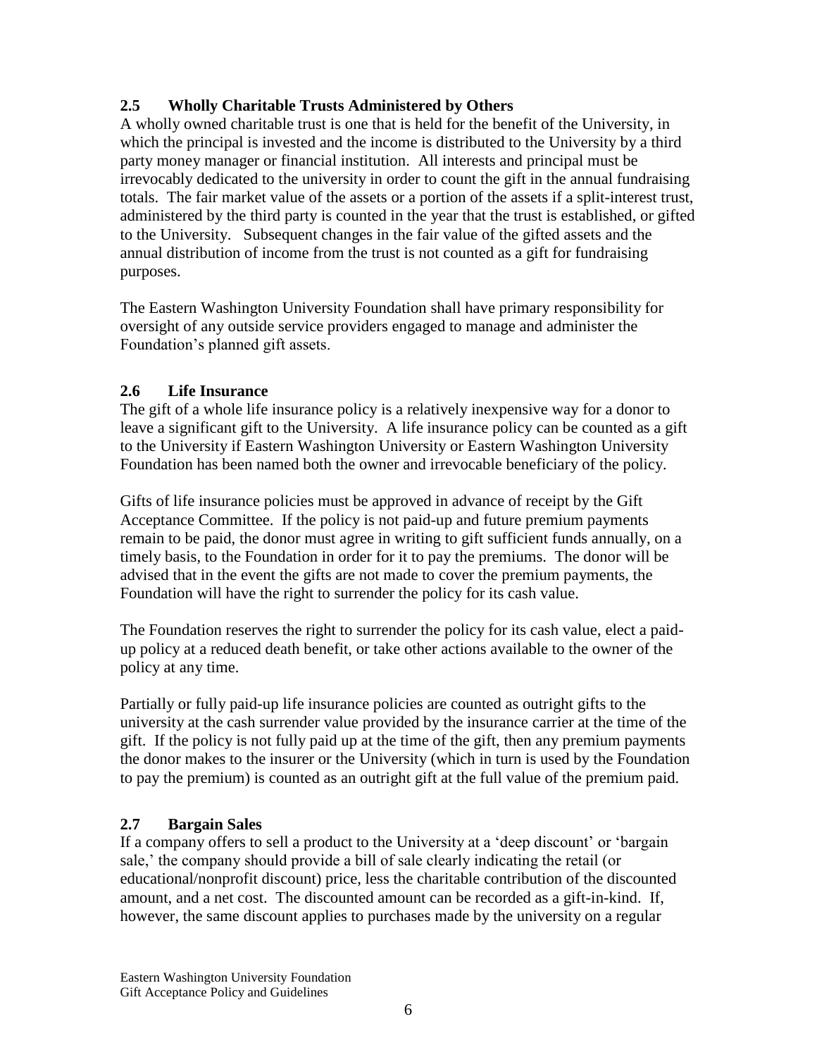### 2.5 Wholly Charitable Trusts Administered by Others

A wholly owned charitable trust is one that is held for the benefit of the University, in which the principal is invested and the income is distributed to the University by a third party money manager or financial institution. All interests and principal must be irrevocably dedicated to the university in order to count the gift in the annual fundraising totals. The fair market value of the assets or a portion of the assets if a split-interest trust, administered by the third party is counted in the year that the trust is established, or gifted to the University. Subsequent changes in the fair value of the gifted assets and the annual distribution of income from the trust is not counted as a gift for fundraising purposes.

The Eastern Washington University Foundation shall have primary responsibility for oversight of any outside service providers engaged to manage and administer the Foundation's planned gift assets.

### 2.6 Life Insurance

The gift of a whole life insurance policy is a relatively inexpensive way for a donor to leave a significant gift to the University. A life insurance policy can be counted as a gift to the University if Eastern Washington University or Eastern Washington University Foundation has been named both the owner and irrevocable beneficiary of the policy.

Gifts of life insurance policies must be approved in advance of receipt by the Gift Acceptance Committee. If the policy is not paid-up and future premium payments remain to be paid, the donor must agree in writing to gift sufficient funds annually, on a timely basis, to the Foundation in order for it to pay the premiums. The donor will be advised that in the event the gifts are not made to cover the premium payments, the Foundation will have the right to surrender the policy for its cash value.

The Foundation reserves the right to surrender the policy for its cash value, elect a paid-up policy at a reduced death benefit, or take other actions available to the owner of the policy at any time.

Partially or fully paid-up life insurance policies are counted as outright gifts to the university at the cash surrender value provided by the insurance carrier at the time of the gift. If the policy is not fully paid up at the time of the gift, then any premium payments the donor makes to the insurer or the University (which in turn is used by the Foundation to pay the premium) is counted as an outright gift at the full value of the premium paid.

### 2.7 Bargain Sales

If a company offers to sell a product to the University at a 'deep discount' or 'bargain sale,' the company should provide a bill of sale clearly indicating the retail (or educational/nonprofit discount) price, less the charitable contribution of the discounted amount, and a net cost. The discounted amount can be recorded as a gift-in-kind. If, however, the same discount applies to purchases made by the university on a regular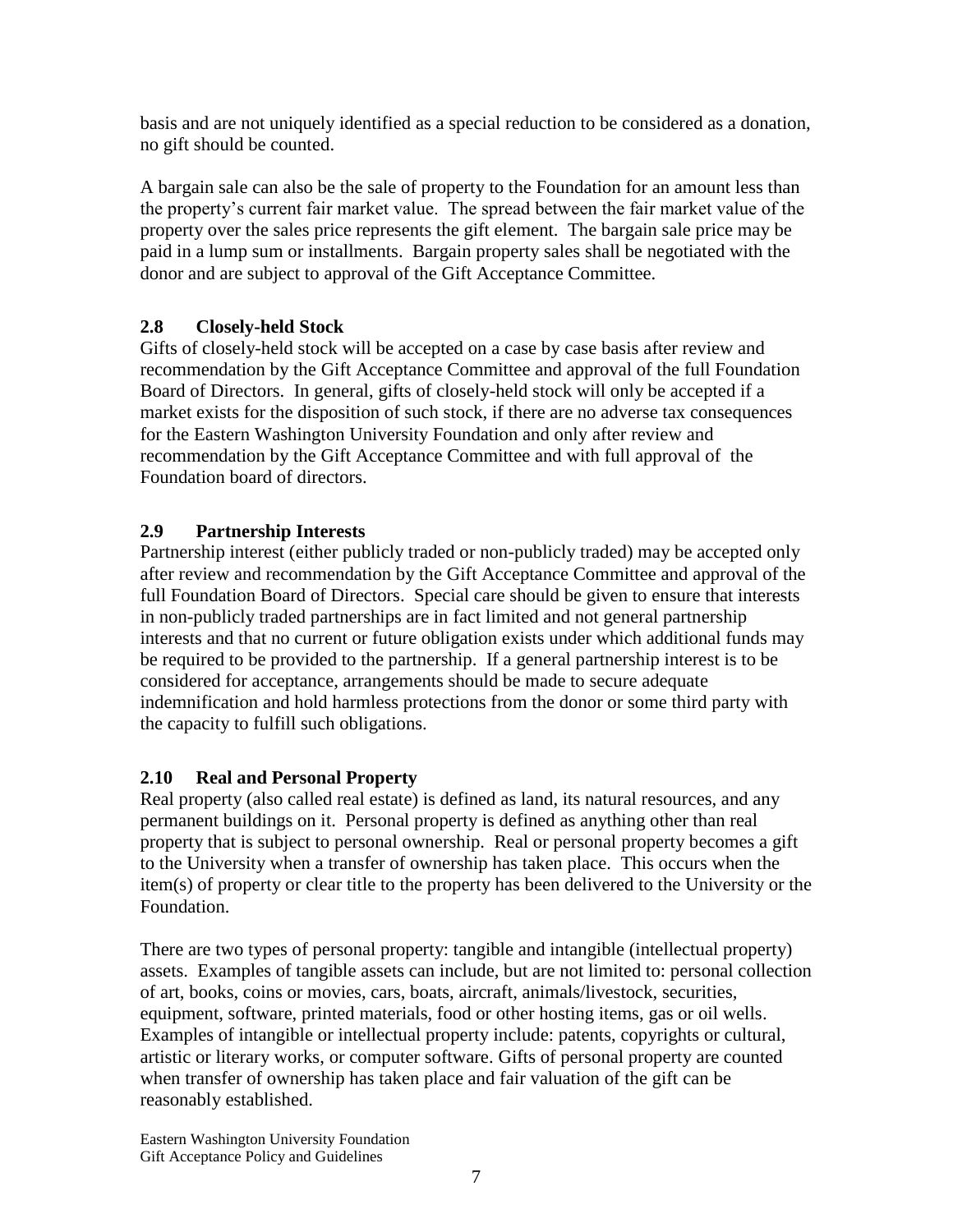basis and are not uniquely identified as a special reduction to be considered as a donation, no gift should be counted.

A bargain sale can also be the sale of property to the Foundation for an amount less than the property's current fair market value. The spread between the fair market value of the property over the sales price represents the gift element. The bargain sale price may be paid in a lump sum or installments. Bargain property sales shall be negotiated with the donor and are subject to approval of the Gift Acceptance Committee.

### 2.8 Closely-held Stock

Gifts of closely-held stock will be accepted on a case by case basis after review and recommendation by the Gift Acceptance Committee and approval of the full Foundation Board of Directors. In general, gifts of closely-held stock will only be accepted if a market exists for the disposition of such stock, if there are no adverse tax consequences for the Eastern Washington University Foundation and only after review and recommendation by the Gift Acceptance Committee and with full approval of the Foundation board of directors.

### 2.9 Partnership Interests

Partnership interest (either publicly traded or non-publicly traded) may be accepted only after review and recommendation by the Gift Acceptance Committee and approval of the full Foundation Board of Directors. Special care should be given to ensure that interests in non-publicly traded partnerships are in fact limited and not general partnership interests and that no current or future obligation exists under which additional funds may be required to be provided to the partnership. If a general partnership interest is to be considered for acceptance, arrangements should be made to secure adequate indemnification and hold harmless protections from the donor or some third party with the capacity to fulfill such obligations.

### 2.10 Real and Personal Property

Real property (also called real estate) is defined as land, its natural resources, and any permanent buildings on it. Personal property is defined as anything other than real property that is subject to personal ownership. Real or personal property becomes a gift to the University when a transfer of ownership has taken place. This occurs when the item(s) of property or clear title to the property has been delivered to the University or the Foundation.

There are two types of personal property: tangible and intangible (intellectual property) assets. Examples of tangible assets can include, but are not limited to: personal collection of art, books, coins or movies, cars, boats, aircraft, animals/livestock, securities, equipment, software, printed materials, food or other hosting items, gas or oil wells. Examples of intangible or intellectual property include: patents, copyrights or cultural, artistic or literary works, or computer software. Gifts of personal property are counted when transfer of ownership has taken place and fair valuation of the gift can be reasonably established.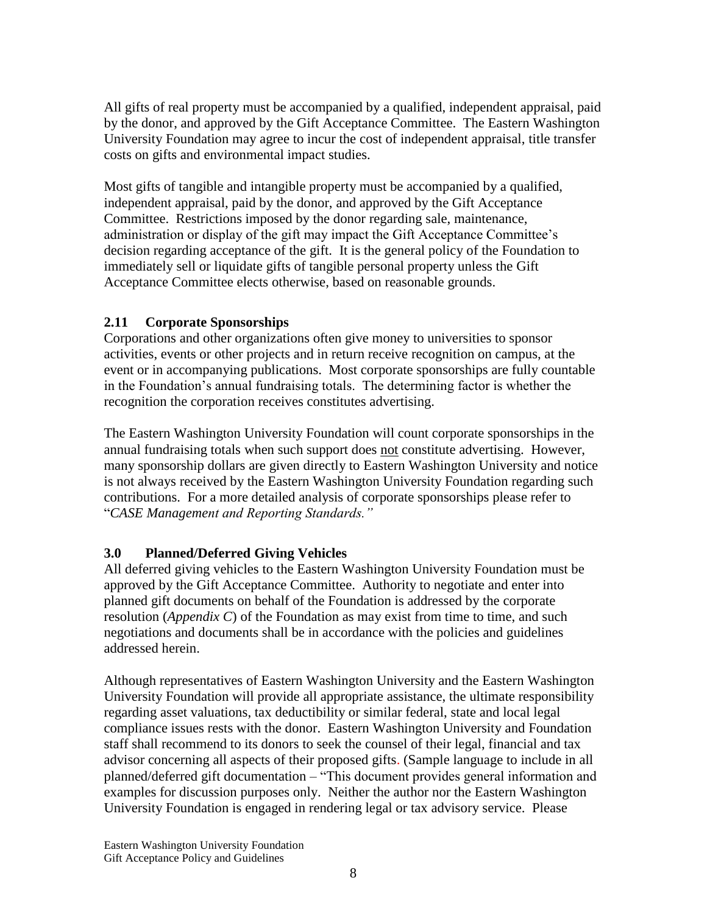All gifts of real property must be accompanied by a qualified, independent appraisal, paid by the donor, and approved by the Gift Acceptance Committee. The Eastern Washington University Foundation may agree to incur the cost of independent appraisal, title transfer costs on gifts and environmental impact studies.

Most gifts of tangible and intangible property must be accompanied by a qualified, independent appraisal, paid by the donor, and approved by the Gift Acceptance Committee. Restrictions imposed by the donor regarding sale, maintenance, administration or display of the gift may impact the Gift Acceptance Committee's decision regarding acceptance of the gift. It is the general policy of the Foundation to immediately sell or liquidate gifts of tangible personal property unless the Gift Acceptance Committee elects otherwise, based on reasonable grounds.

### 2.11 Corporate Sponsorships

Corporations and other organizations often give money to universities to sponsor activities, events or other projects and in return receive recognition on campus, at the event or in accompanying publications. Most corporate sponsorships are fully countable in the Foundation's annual fundraising totals. The determining factor is whether the recognition the corporation receives constitutes advertising.

The Eastern Washington University Foundation will count corporate sponsorships in the annual fundraising totals when such support does <u>not</u> constitute advertising. However, many sponsorship dollars are given directly to Eastern Washington University and notice is not always received by the Eastern Washington University Foundation regarding such contributions. For a more detailed analysis of corporate sponsorships please refer to "*CASE Management and Reporting Standards.*"

## 3.0 Planned/Deferred Giving Vehicles

All deferred giving vehicles to the Eastern Washington University Foundation must be approved by the Gift Acceptance Committee. Authority to negotiate and enter into planned gift documents on behalf of the Foundation is addressed by the corporate resolution (*Appendix C*) of the Foundation as may exist from time to time, and such negotiations and documents shall be in accordance with the policies and guidelines addressed herein.

Although representatives of Eastern Washington University and the Eastern Washington University Foundation will provide all appropriate assistance, the ultimate responsibility regarding asset valuations, tax deductibility or similar federal, state and local legal compliance issues rests with the donor. Eastern Washington University and Foundation staff shall recommend to its donors to seek the counsel of their legal, financial and tax advisor concerning all aspects of their proposed gifts. (Sample language to include in all planned/deferred gift documentation – "This document provides general information and examples for discussion purposes only. Neither the author nor the Eastern Washington University Foundation is engaged in rendering legal or tax advisory service. Please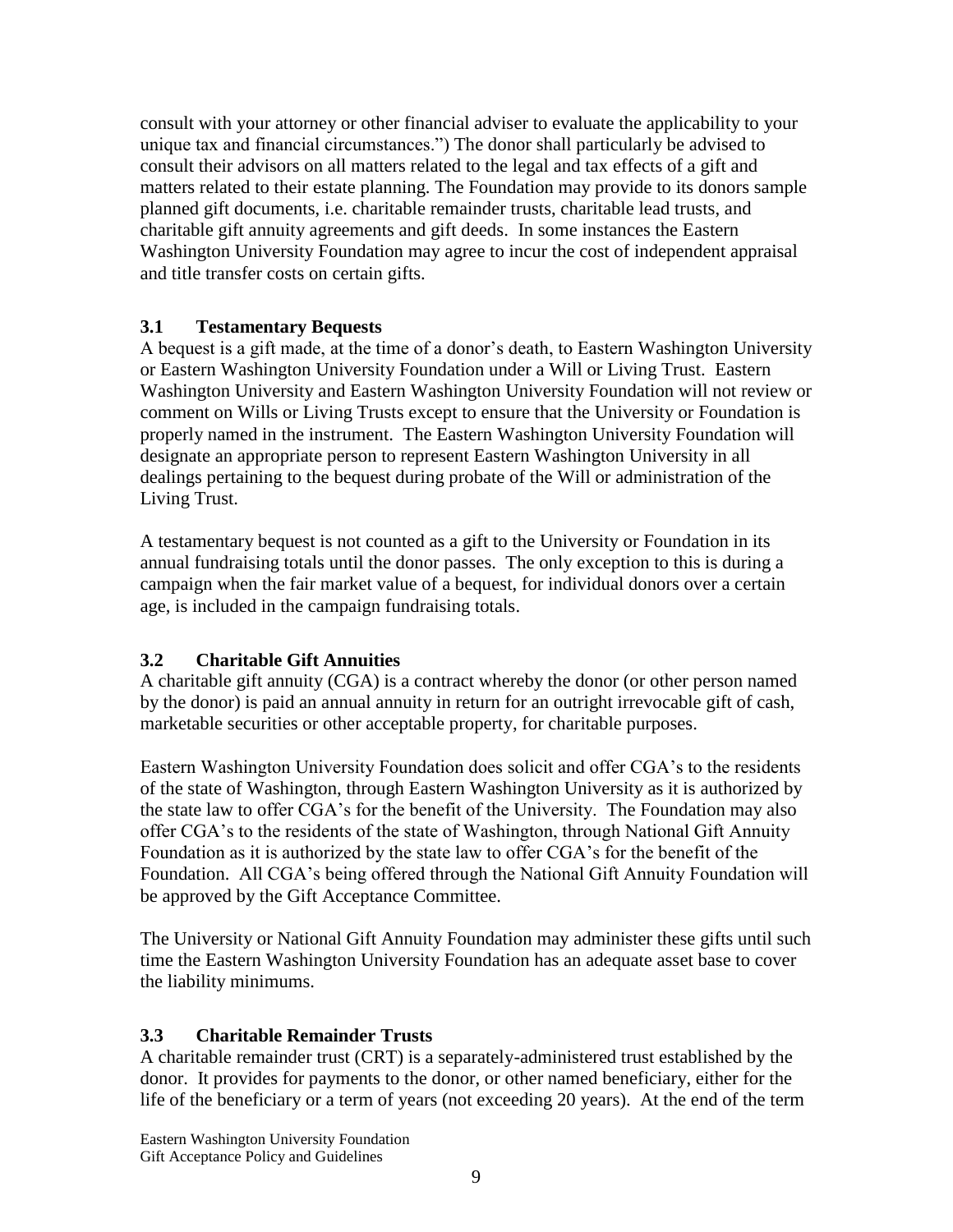consult with your attorney or other financial adviser to evaluate the applicability to your unique tax and financial circumstances.") The donor shall particularly be advised to consult their advisors on all matters related to the legal and tax effects of a gift and matters related to their estate planning. The Foundation may provide to its donors sample planned gift documents, i.e. charitable remainder trusts, charitable lead trusts, and charitable gift annuity agreements and gift deeds. In some instances the Eastern Washington University Foundation may agree to incur the cost of independent appraisal and title transfer costs on certain gifts.

### 3.1 Testamentary Bequests

A bequest is a gift made, at the time of a donor's death, to Eastern Washington University or Eastern Washington University Foundation under a Will or Living Trust. Eastern Washington University and Eastern Washington University Foundation will not review or comment on Wills or Living Trusts except to ensure that the University or Foundation is properly named in the instrument. The Eastern Washington University Foundation will designate an appropriate person to represent Eastern Washington University in all dealings pertaining to the bequest during probate of the Will or administration of the Living Trust.

A testamentary bequest is not counted as a gift to the University or Foundation in its annual fundraising totals until the donor passes. The only exception to this is during a campaign when the fair market value of a bequest, for individual donors over a certain age, is included in the campaign fundraising totals.

### 3.2 Charitable Gift Annuities

A charitable gift annuity (CGA) is a contract whereby the donor (or other person named by the donor) is paid an annual annuity in return for an outright irrevocable gift of cash, marketable securities or other acceptable property, for charitable purposes.

Eastern Washington University Foundation does solicit and offer CGA's to the residents of the state of Washington, through Eastern Washington University as it is authorized by the state law to offer CGA's for the benefit of the University. The Foundation may also offer CGA's to the residents of the state of Washington, through National Gift Annuity Foundation as it is authorized by the state law to offer CGA's for the benefit of the Foundation. All CGA's being offered through the National Gift Annuity Foundation will be approved by the Gift Acceptance Committee.

The University or National Gift Annuity Foundation may administer these gifts until such time the Eastern Washington University Foundation has an adequate asset base to cover the liability minimums.

### 3.3 Charitable Remainder Trusts

A charitable remainder trust (CRT) is a separately-administered trust established by the donor. It provides for payments to the donor, or other named beneficiary, either for the life of the beneficiary or a term of years (not exceeding 20 years). At the end of the term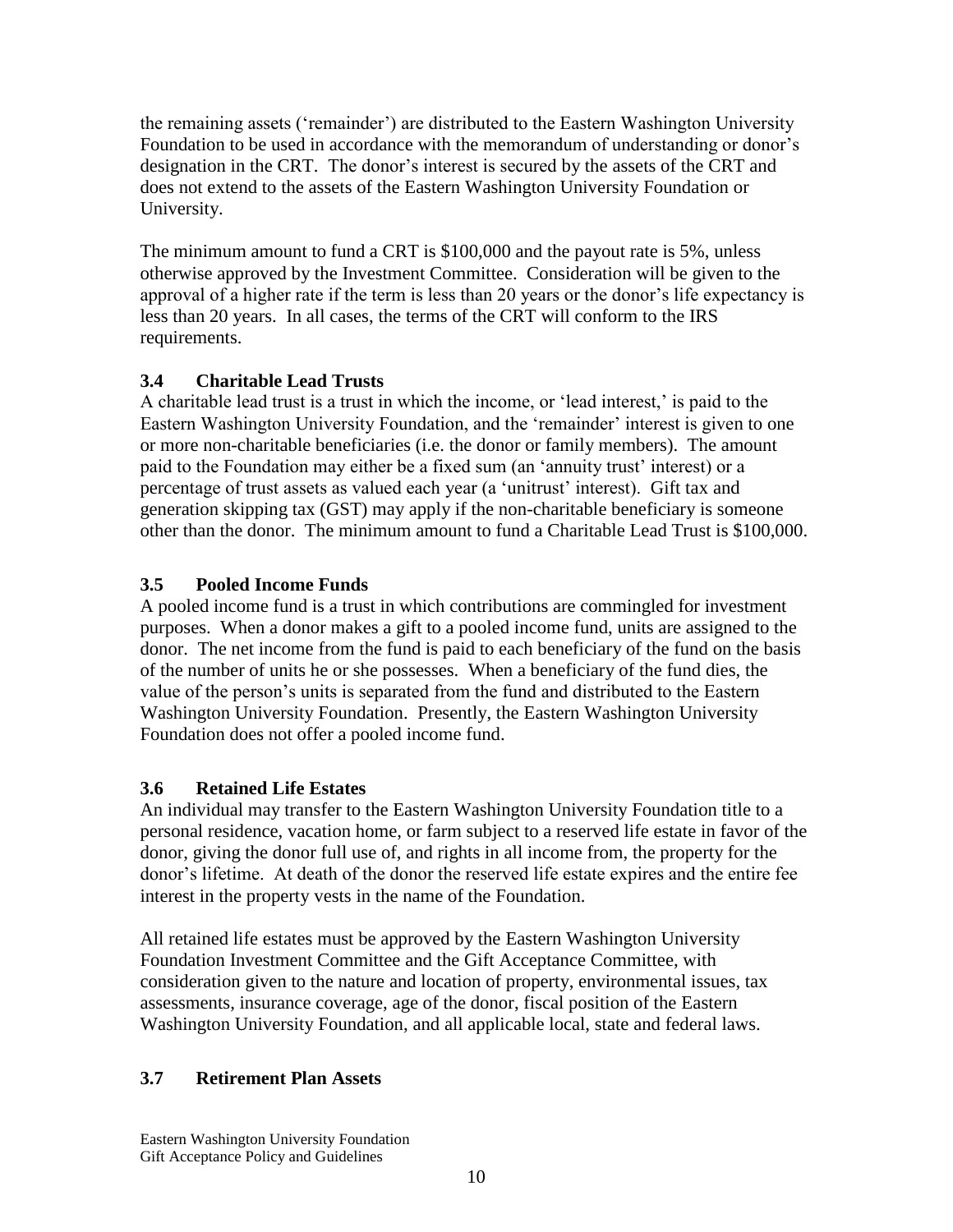the remaining assets ('remainder') are distributed to the Eastern Washington University Foundation to be used in accordance with the memorandum of understanding or donor's designation in the CRT. The donor's interest is secured by the assets of the CRT and does not extend to the assets of the Eastern Washington University Foundation or University.

The minimum amount to fund a CRT is $100,000 and the payout rate is 5%, unless otherwise approved by the Investment Committee. Consideration will be given to the approval of a higher rate if the term is less than 20 years or the donor's life expectancy is less than 20 years. In all cases, the terms of the CRT will conform to the IRS requirements.

### 3.4 Charitable Lead Trusts

A charitable lead trust is a trust in which the income, or 'lead interest,' is paid to the Eastern Washington University Foundation, and the 'remainder' interest is given to one or more non-charitable beneficiaries (i.e. the donor or family members). The amount paid to the Foundation may either be a fixed sum (an 'annuity trust' interest) or a percentage of trust assets as valued each year (a 'unitrust' interest). Gift tax and generation skipping tax (GST) may apply if the non-charitable beneficiary is someone other than the donor. The minimum amount to fund a Charitable Lead Trust is $100,000.

### 3.5 Pooled Income Funds

A pooled income fund is a trust in which contributions are commingled for investment purposes. When a donor makes a gift to a pooled income fund, units are assigned to the donor. The net income from the fund is paid to each beneficiary of the fund on the basis of the number of units he or she possesses. When a beneficiary of the fund dies, the value of the person's units is separated from the fund and distributed to the Eastern Washington University Foundation. Presently, the Eastern Washington University Foundation does not offer a pooled income fund.

### 3.6 Retained Life Estates

An individual may transfer to the Eastern Washington University Foundation title to a personal residence, vacation home, or farm subject to a reserved life estate in favor of the donor, giving the donor full use of, and rights in all income from, the property for the donor's lifetime. At death of the donor the reserved life estate expires and the entire fee interest in the property vests in the name of the Foundation.

All retained life estates must be approved by the Eastern Washington University Foundation Investment Committee and the Gift Acceptance Committee, with consideration given to the nature and location of property, environmental issues, tax assessments, insurance coverage, age of the donor, fiscal position of the Eastern Washington University Foundation, and all applicable local, state and federal laws.

### 3.7 Retirement Plan Assets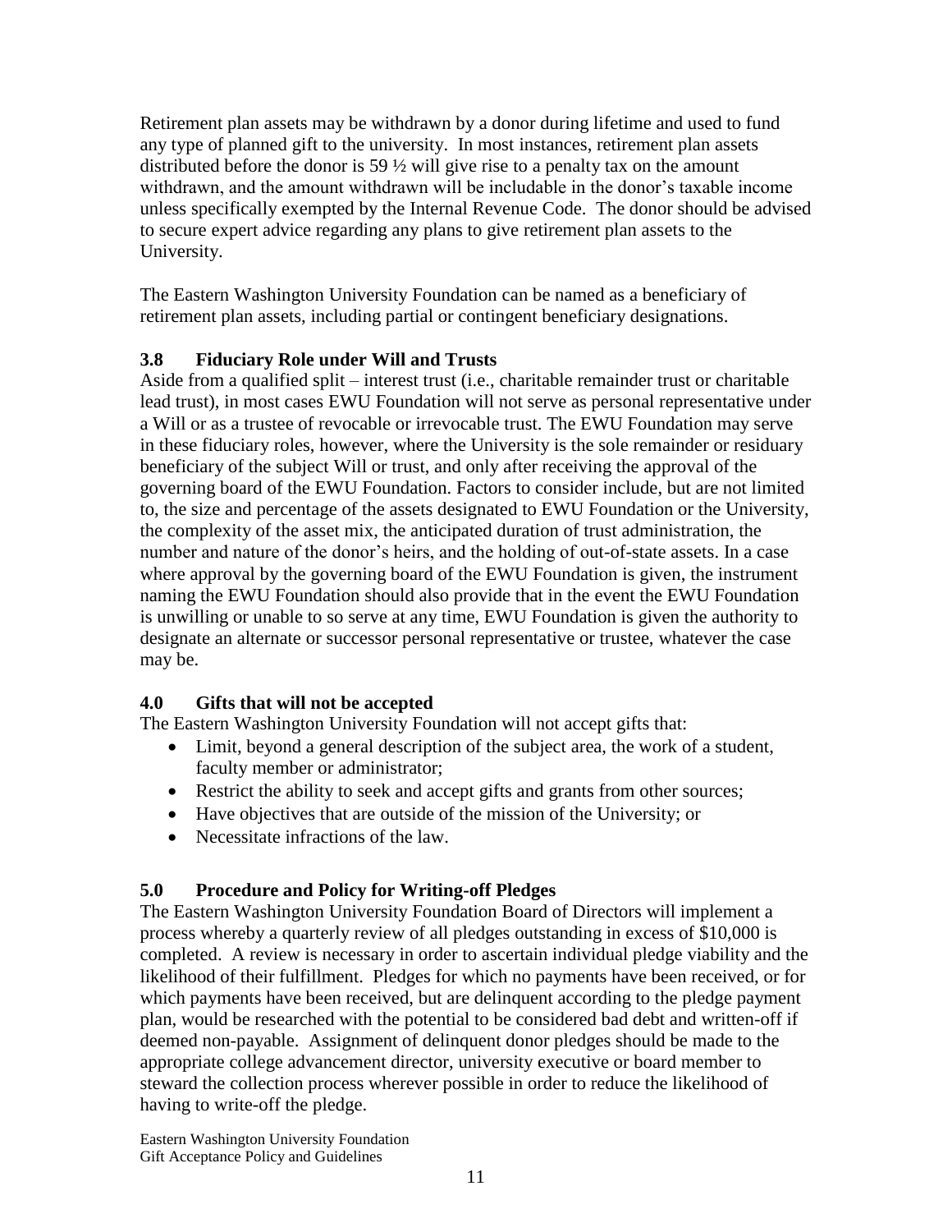Retirement plan assets may be withdrawn by a donor during lifetime and used to fund any type of planned gift to the university. In most instances, retirement plan assets distributed before the donor is 59 ½ will give rise to a penalty tax on the amount withdrawn, and the amount withdrawn will be includable in the donor's taxable income unless specifically exempted by the Internal Revenue Code. The donor should be advised to secure expert advice regarding any plans to give retirement plan assets to the University.

The Eastern Washington University Foundation can be named as a beneficiary of retirement plan assets, including partial or contingent beneficiary designations.

### 3.8 Fiduciary Role under Will and Trusts

Aside from a qualified split – interest trust (i.e., charitable remainder trust or charitable lead trust), in most cases EWU Foundation will not serve as personal representative under a Will or as a trustee of revocable or irrevocable trust. The EWU Foundation may serve in these fiduciary roles, however, where the University is the sole remainder or residuary beneficiary of the subject Will or trust, and only after receiving the approval of the governing board of the EWU Foundation. Factors to consider include, but are not limited to, the size and percentage of the assets designated to EWU Foundation or the University, the complexity of the asset mix, the anticipated duration of trust administration, the number and nature of the donor's heirs, and the holding of out-of-state assets. In a case where approval by the governing board of the EWU Foundation is given, the instrument naming the EWU Foundation should also provide that in the event the EWU Foundation is unwilling or unable to so serve at any time, EWU Foundation is given the authority to designate an alternate or successor personal representative or trustee, whatever the case may be.

## 4.0 Gifts that will not be accepted

The Eastern Washington University Foundation will not accept gifts that:

- Limit, beyond a general description of the subject area, the work of a student, faculty member or administrator;
- Restrict the ability to seek and accept gifts and grants from other sources;
- Have objectives that are outside of the mission of the University; or
- Necessitate infractions of the law.

## 5.0 Procedure and Policy for Writing-off Pledges

The Eastern Washington University Foundation Board of Directors will implement a process whereby a quarterly review of all pledges outstanding in excess of $10,000 is completed. A review is necessary in order to ascertain individual pledge viability and the likelihood of their fulfillment. Pledges for which no payments have been received, or for which payments have been received, but are delinquent according to the pledge payment plan, would be researched with the potential to be considered bad debt and written-off if deemed non-payable. Assignment of delinquent donor pledges should be made to the appropriate college advancement director, university executive or board member to steward the collection process wherever possible in order to reduce the likelihood of having to write-off the pledge.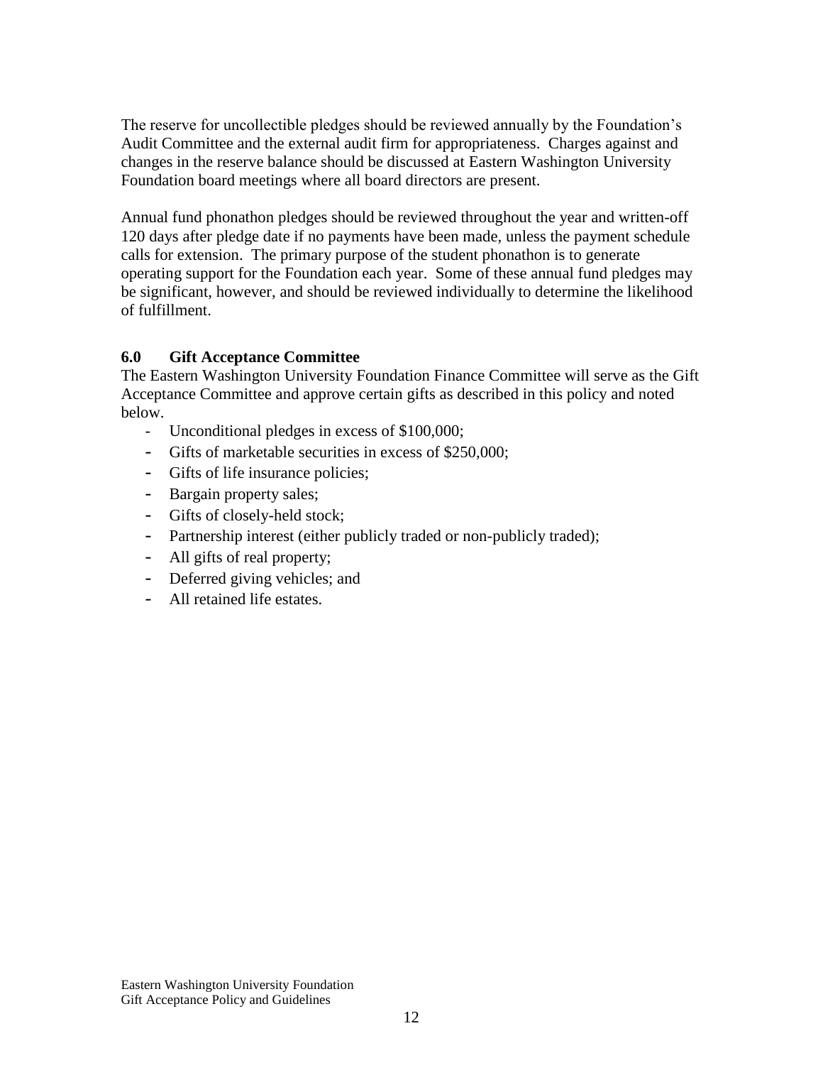The reserve for uncollectible pledges should be reviewed annually by the Foundation's Audit Committee and the external audit firm for appropriateness. Charges against and changes in the reserve balance should be discussed at Eastern Washington University Foundation board meetings where all board directors are present.

Annual fund phonathon pledges should be reviewed throughout the year and written-off 120 days after pledge date if no payments have been made, unless the payment schedule calls for extension. The primary purpose of the student phonathon is to generate operating support for the Foundation each year. Some of these annual fund pledges may be significant, however, and should be reviewed individually to determine the likelihood of fulfillment.

### 6.0 Gift Acceptance Committee

The Eastern Washington University Foundation Finance Committee will serve as the Gift Acceptance Committee and approve certain gifts as described in this policy and noted below.

- Unconditional pledges in excess of $100,000;
- Gifts of marketable securities in excess of $250,000;
- Gifts of life insurance policies;
- Bargain property sales;
- Gifts of closely-held stock;
- Partnership interest (either publicly traded or non-publicly traded);
- All gifts of real property;
- Deferred giving vehicles; and
- All retained life estates.